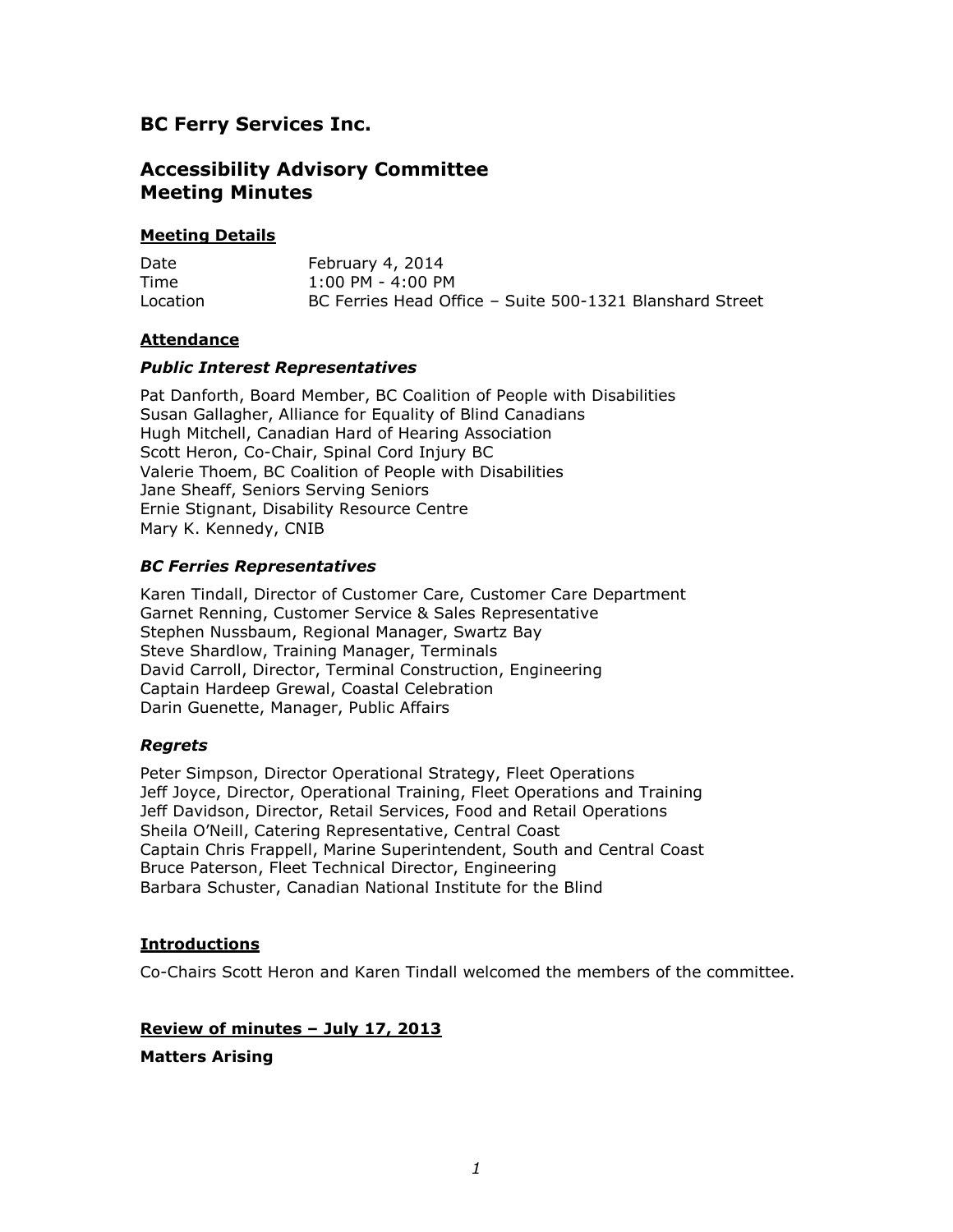# BC Ferry Services Inc.

## Accessibility Advisory Committee
## Meeting Minutes

### Meeting Details

| | |
|---|---|
| Date | February 4, 2014 |
| Time | 1:00 PM - 4:00 PM |
| Location | BC Ferries Head Office – Suite 500-1321 Blanshard Street |

### Attendance

#### *Public Interest Representatives*

Pat Danforth, Board Member, BC Coalition of People with Disabilities
Susan Gallagher, Alliance for Equality of Blind Canadians
Hugh Mitchell, Canadian Hard of Hearing Association
Scott Heron, Co-Chair, Spinal Cord Injury BC
Valerie Thoem, BC Coalition of People with Disabilities
Jane Sheaff, Seniors Serving Seniors
Ernie Stignant, Disability Resource Centre
Mary K. Kennedy, CNIB

#### *BC Ferries Representatives*

Karen Tindall, Director of Customer Care, Customer Care Department
Garnet Renning, Customer Service & Sales Representative
Stephen Nussbaum, Regional Manager, Swartz Bay
Steve Shardlow, Training Manager, Terminals
David Carroll, Director, Terminal Construction, Engineering
Captain Hardeep Grewal, Coastal Celebration
Darin Guenette, Manager, Public Affairs

#### *Regrets*

Peter Simpson, Director Operational Strategy, Fleet Operations
Jeff Joyce, Director, Operational Training, Fleet Operations and Training
Jeff Davidson, Director, Retail Services, Food and Retail Operations
Sheila O'Neill, Catering Representative, Central Coast
Captain Chris Frappell, Marine Superintendent, South and Central Coast
Bruce Paterson, Fleet Technical Director, Engineering
Barbara Schuster, Canadian National Institute for the Blind

### Introductions

Co-Chairs Scott Heron and Karen Tindall welcomed the members of the committee.

### Review of minutes – July 17, 2013

**Matters Arising**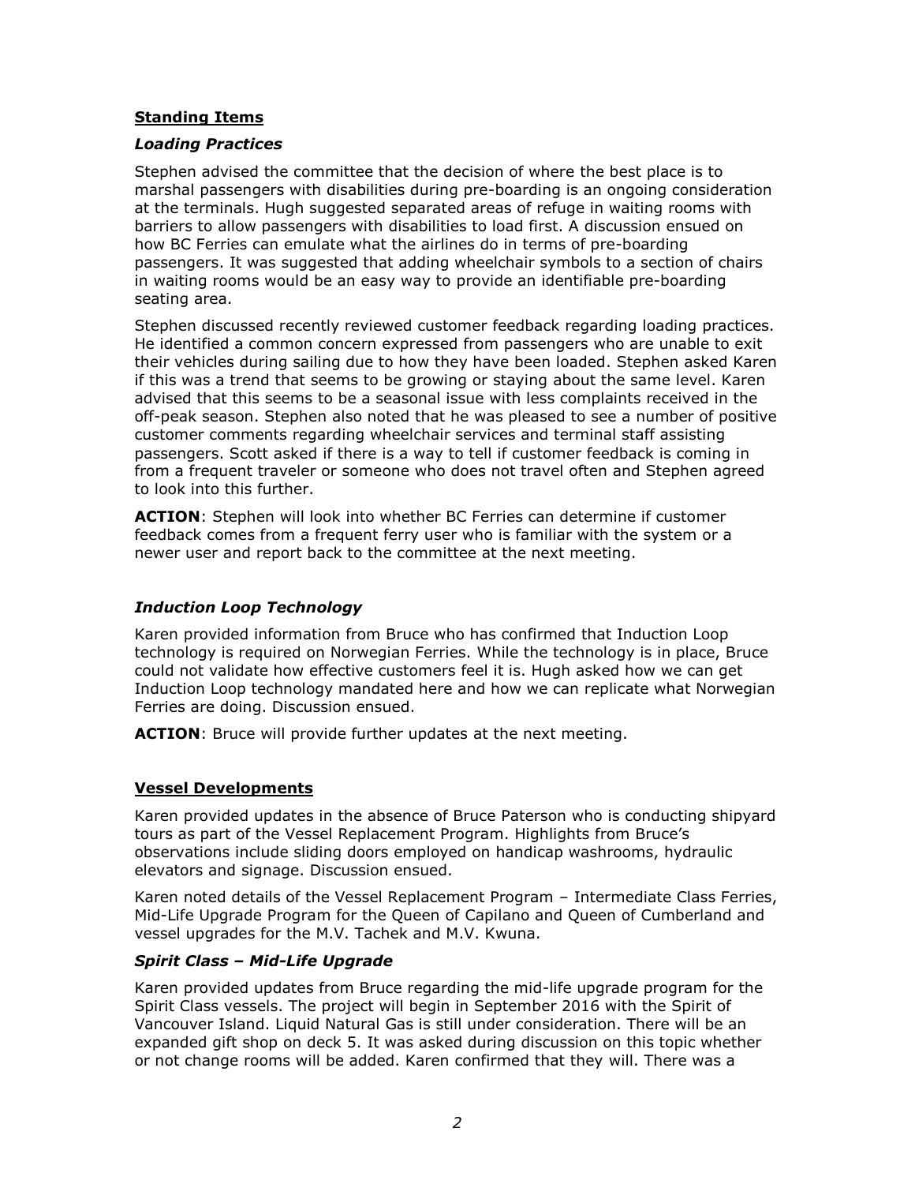**Standing Items**

***Loading Practices***

Stephen advised the committee that the decision of where the best place is to marshal passengers with disabilities during pre-boarding is an ongoing consideration at the terminals. Hugh suggested separated areas of refuge in waiting rooms with barriers to allow passengers with disabilities to load first. A discussion ensued on how BC Ferries can emulate what the airlines do in terms of pre-boarding passengers. It was suggested that adding wheelchair symbols to a section of chairs in waiting rooms would be an easy way to provide an identifiable pre-boarding seating area.

Stephen discussed recently reviewed customer feedback regarding loading practices. He identified a common concern expressed from passengers who are unable to exit their vehicles during sailing due to how they have been loaded. Stephen asked Karen if this was a trend that seems to be growing or staying about the same level. Karen advised that this seems to be a seasonal issue with less complaints received in the off-peak season. Stephen also noted that he was pleased to see a number of positive customer comments regarding wheelchair services and terminal staff assisting passengers. Scott asked if there is a way to tell if customer feedback is coming in from a frequent traveler or someone who does not travel often and Stephen agreed to look into this further.

**ACTION**: Stephen will look into whether BC Ferries can determine if customer feedback comes from a frequent ferry user who is familiar with the system or a newer user and report back to the committee at the next meeting.

***Induction Loop Technology***

Karen provided information from Bruce who has confirmed that Induction Loop technology is required on Norwegian Ferries. While the technology is in place, Bruce could not validate how effective customers feel it is. Hugh asked how we can get Induction Loop technology mandated here and how we can replicate what Norwegian Ferries are doing. Discussion ensued.

**ACTION**: Bruce will provide further updates at the next meeting.

**Vessel Developments**

Karen provided updates in the absence of Bruce Paterson who is conducting shipyard tours as part of the Vessel Replacement Program. Highlights from Bruce's observations include sliding doors employed on handicap washrooms, hydraulic elevators and signage. Discussion ensued.

Karen noted details of the Vessel Replacement Program – Intermediate Class Ferries, Mid-Life Upgrade Program for the Queen of Capilano and Queen of Cumberland and vessel upgrades for the M.V. Tachek and M.V. Kwuna.

***Spirit Class – Mid-Life Upgrade***

Karen provided updates from Bruce regarding the mid-life upgrade program for the Spirit Class vessels. The project will begin in September 2016 with the Spirit of Vancouver Island. Liquid Natural Gas is still under consideration. There will be an expanded gift shop on deck 5. It was asked during discussion on this topic whether or not change rooms will be added. Karen confirmed that they will. There was a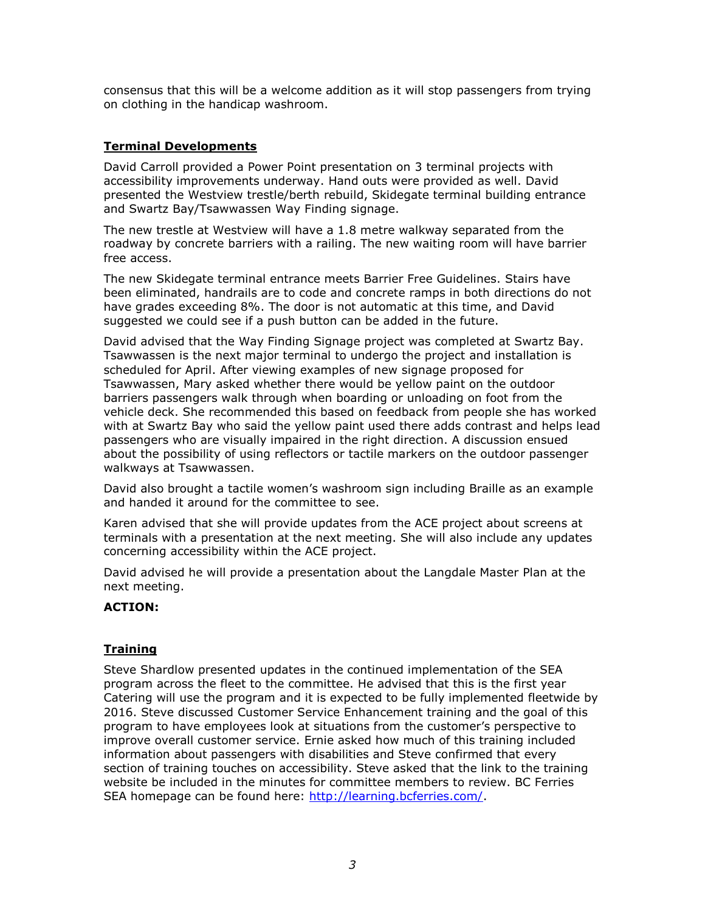consensus that this will be a welcome addition as it will stop passengers from trying on clothing in the handicap washroom.

## Terminal Developments

David Carroll provided a Power Point presentation on 3 terminal projects with accessibility improvements underway. Hand outs were provided as well. David presented the Westview trestle/berth rebuild, Skidegate terminal building entrance and Swartz Bay/Tsawwassen Way Finding signage.

The new trestle at Westview will have a 1.8 metre walkway separated from the roadway by concrete barriers with a railing. The new waiting room will have barrier free access.

The new Skidegate terminal entrance meets Barrier Free Guidelines. Stairs have been eliminated, handrails are to code and concrete ramps in both directions do not have grades exceeding 8%. The door is not automatic at this time, and David suggested we could see if a push button can be added in the future.

David advised that the Way Finding Signage project was completed at Swartz Bay. Tsawwassen is the next major terminal to undergo the project and installation is scheduled for April. After viewing examples of new signage proposed for Tsawwassen, Mary asked whether there would be yellow paint on the outdoor barriers passengers walk through when boarding or unloading on foot from the vehicle deck. She recommended this based on feedback from people she has worked with at Swartz Bay who said the yellow paint used there adds contrast and helps lead passengers who are visually impaired in the right direction. A discussion ensued about the possibility of using reflectors or tactile markers on the outdoor passenger walkways at Tsawwassen.

David also brought a tactile women's washroom sign including Braille as an example and handed it around for the committee to see.

Karen advised that she will provide updates from the ACE project about screens at terminals with a presentation at the next meeting. She will also include any updates concerning accessibility within the ACE project.

David advised he will provide a presentation about the Langdale Master Plan at the next meeting.

**ACTION:**

## Training

Steve Shardlow presented updates in the continued implementation of the SEA program across the fleet to the committee. He advised that this is the first year Catering will use the program and it is expected to be fully implemented fleetwide by 2016. Steve discussed Customer Service Enhancement training and the goal of this program to have employees look at situations from the customer's perspective to improve overall customer service. Ernie asked how much of this training included information about passengers with disabilities and Steve confirmed that every section of training touches on accessibility. Steve asked that the link to the training website be included in the minutes for committee members to review. BC Ferries SEA homepage can be found here: [http://learning.bcferries.com/](http://learning.bcferries.com/).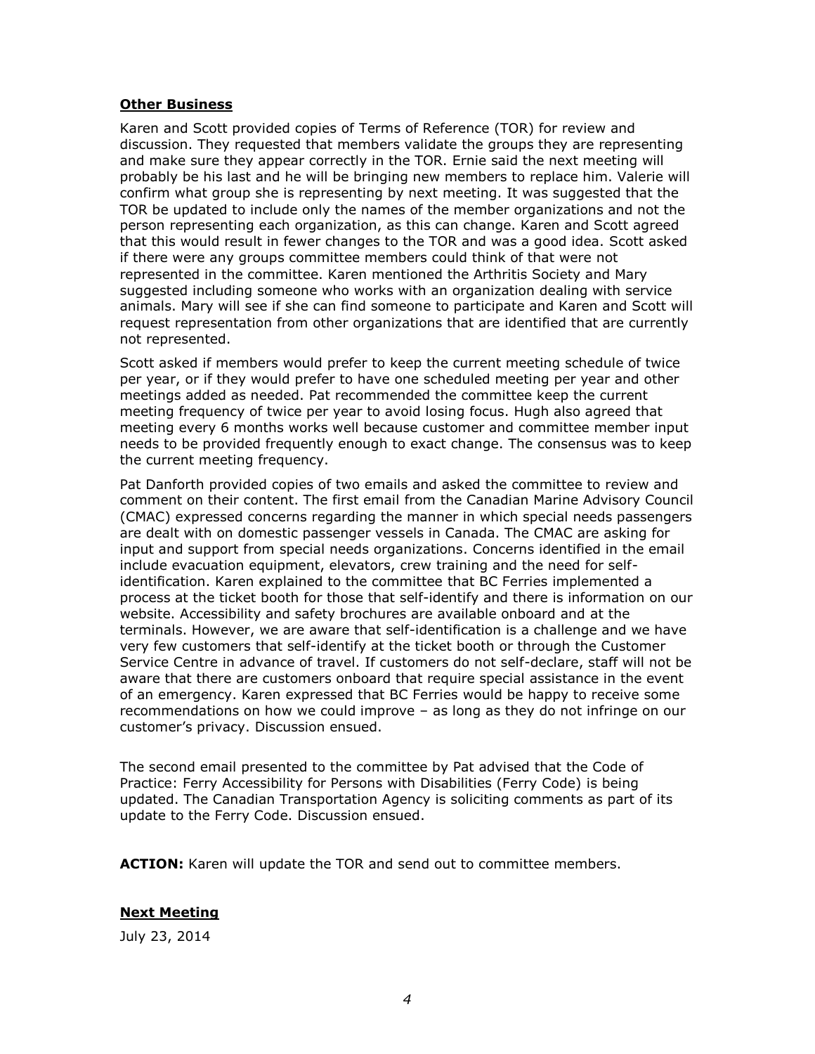**Other Business**

Karen and Scott provided copies of Terms of Reference (TOR) for review and discussion. They requested that members validate the groups they are representing and make sure they appear correctly in the TOR. Ernie said the next meeting will probably be his last and he will be bringing new members to replace him. Valerie will confirm what group she is representing by next meeting. It was suggested that the TOR be updated to include only the names of the member organizations and not the person representing each organization, as this can change. Karen and Scott agreed that this would result in fewer changes to the TOR and was a good idea. Scott asked if there were any groups committee members could think of that were not represented in the committee. Karen mentioned the Arthritis Society and Mary suggested including someone who works with an organization dealing with service animals. Mary will see if she can find someone to participate and Karen and Scott will request representation from other organizations that are identified that are currently not represented.

Scott asked if members would prefer to keep the current meeting schedule of twice per year, or if they would prefer to have one scheduled meeting per year and other meetings added as needed. Pat recommended the committee keep the current meeting frequency of twice per year to avoid losing focus. Hugh also agreed that meeting every 6 months works well because customer and committee member input needs to be provided frequently enough to exact change. The consensus was to keep the current meeting frequency.

Pat Danforth provided copies of two emails and asked the committee to review and comment on their content. The first email from the Canadian Marine Advisory Council (CMAC) expressed concerns regarding the manner in which special needs passengers are dealt with on domestic passenger vessels in Canada. The CMAC are asking for input and support from special needs organizations. Concerns identified in the email include evacuation equipment, elevators, crew training and the need for self-identification. Karen explained to the committee that BC Ferries implemented a process at the ticket booth for those that self-identify and there is information on our website. Accessibility and safety brochures are available onboard and at the terminals. However, we are aware that self-identification is a challenge and we have very few customers that self-identify at the ticket booth or through the Customer Service Centre in advance of travel. If customers do not self-declare, staff will not be aware that there are customers onboard that require special assistance in the event of an emergency. Karen expressed that BC Ferries would be happy to receive some recommendations on how we could improve – as long as they do not infringe on our customer's privacy. Discussion ensued.

The second email presented to the committee by Pat advised that the Code of Practice: Ferry Accessibility for Persons with Disabilities (Ferry Code) is being updated. The Canadian Transportation Agency is soliciting comments as part of its update to the Ferry Code. Discussion ensued.

**ACTION:** Karen will update the TOR and send out to committee members.

**Next Meeting**

July 23, 2014